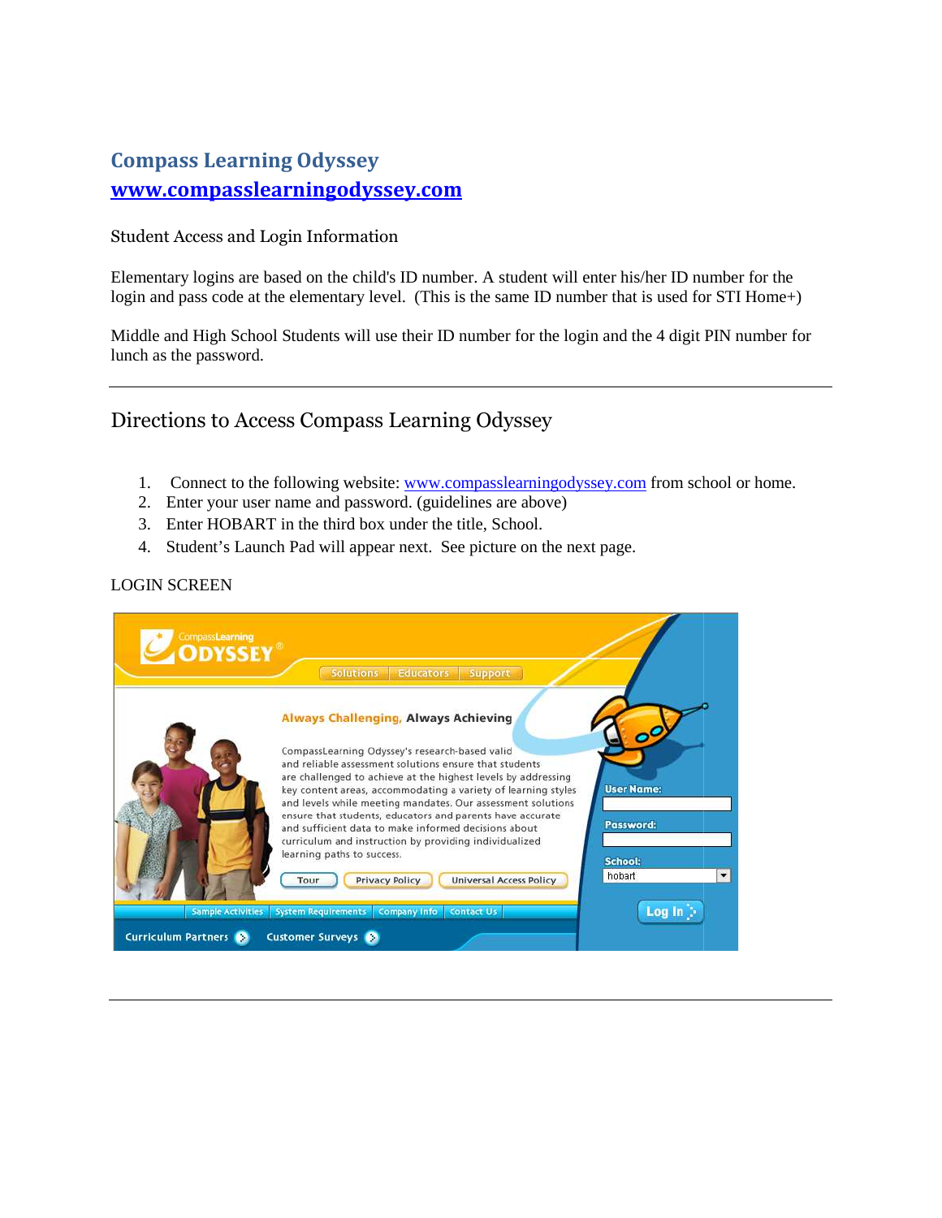## Compass Learning Odyssey

## [www.compasslearningodyssey.com](http://www.compasslearningodyssey.com)

Student Access and Login Information

Elementary logins are based on the child's ID number. A student will enter his/her ID number for the login and pass code at the elementary level. (This is the same ID number that is used for STI Home+)

Middle and High School Students will use their ID number for the login and the 4 digit PIN number for lunch as the password.

---

## Directions to Access Compass Learning Odyssey

1. Connect to the following website: [www.compasslearningodyssey.com](http://www.compasslearningodyssey.com) from school or home.
2. Enter your user name and password. (guidelines are above)
3. Enter HOBART in the third box under the title, School.
4. Student's Launch Pad will appear next. See picture on the next page.

LOGIN SCREEN

---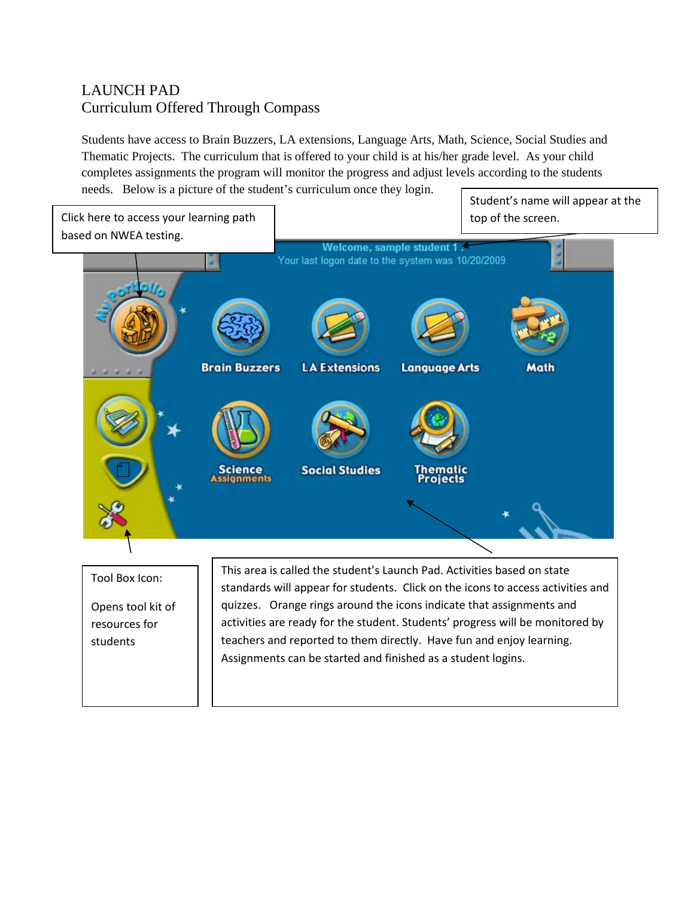# LAUNCH PAD
## Curriculum Offered Through Compass

Students have access to Brain Buzzers, LA extensions, Language Arts, Math, Science, Social Studies and Thematic Projects. The curriculum that is offered to your child is at his/her grade level. As your child completes assignments the program will monitor the progress and adjust levels according to the students needs. Below is a picture of the student's curriculum once they login.

Click here to access your learning path based on NWEA testing.

Student's name will appear at the top of the screen.

Tool Box Icon:

Opens tool kit of resources for students

This area is called the student's Launch Pad. Activities based on state standards will appear for students. Click on the icons to access activities and quizzes. Orange rings around the icons indicate that assignments and activities are ready for the student. Students' progress will be monitored by teachers and reported to them directly. Have fun and enjoy learning. Assignments can be started and finished as a student logins.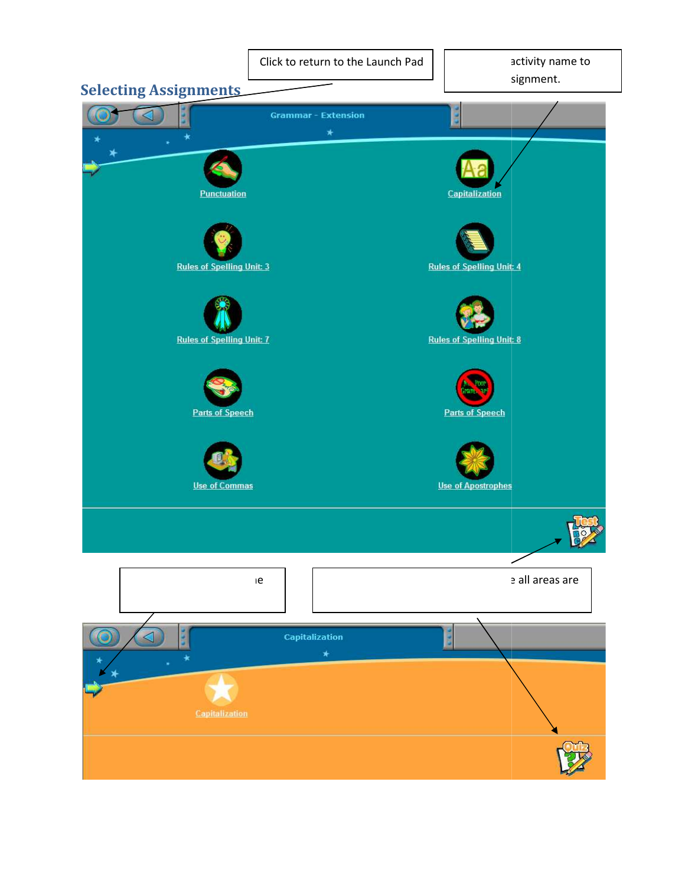## Selecting Assignments

Click to return to the Launch Pad

ɑctivity name to
signment.

Grammar - Extension

Punctuation

Capitalization

Rules of Spelling Unit: 3

Rules of Spelling Unit: 4

Rules of Spelling Unit: 7

Rules of Spelling Unit: 8

Parts of Speech

Parts of Speech

Use of Commas

Use of Apostrophes

Test

ıe

ɐ all areas are

Capitalization

Capitalization

Quiz